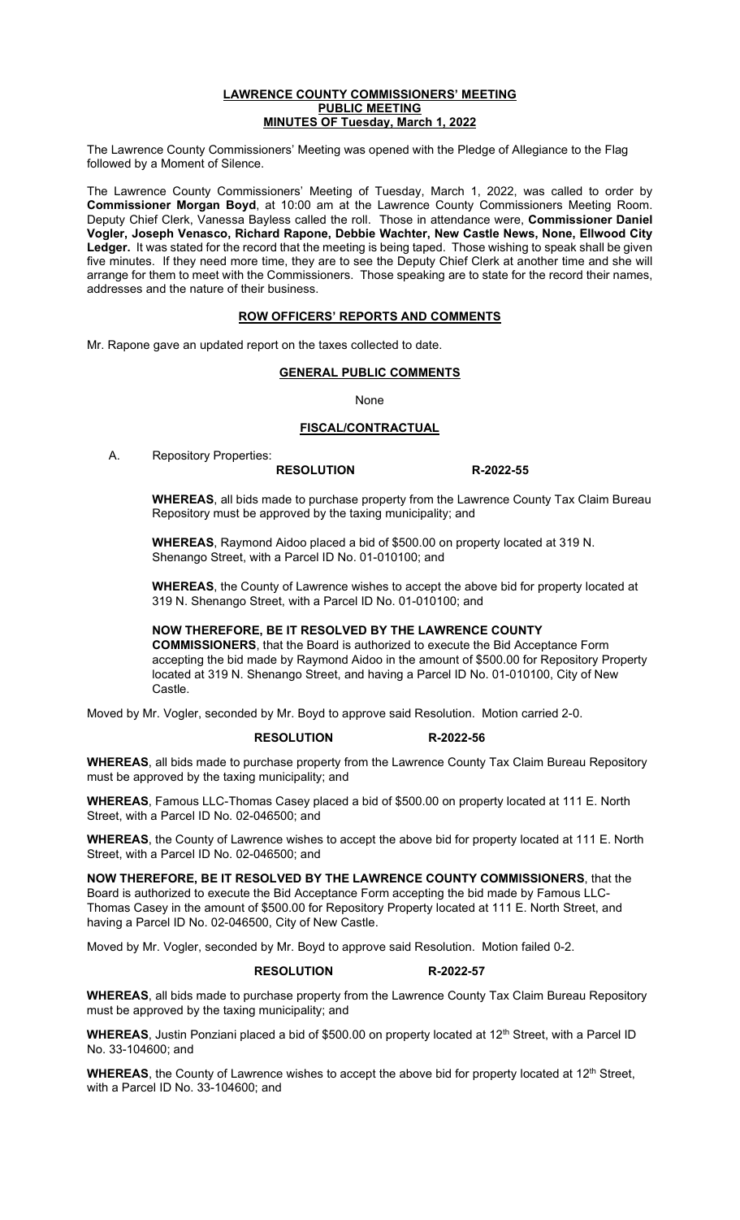# LAWRENCE COUNTY COMMISSIONERS' MEETING
## PUBLIC MEETING
## MINUTES OF Tuesday, March 1, 2022

The Lawrence County Commissioners' Meeting was opened with the Pledge of Allegiance to the Flag followed by a Moment of Silence.

The Lawrence County Commissioners' Meeting of Tuesday, March 1, 2022, was called to order by **Commissioner Morgan Boyd**, at 10:00 am at the Lawrence County Commissioners Meeting Room. Deputy Chief Clerk, Vanessa Bayless called the roll. Those in attendance were, **Commissioner Daniel Vogler, Joseph Venasco, Richard Rapone, Debbie Wachter, New Castle News, None, Ellwood City Ledger.** It was stated for the record that the meeting is being taped. Those wishing to speak shall be given five minutes. If they need more time, they are to see the Deputy Chief Clerk at another time and she will arrange for them to meet with the Commissioners. Those speaking are to state for the record their names, addresses and the nature of their business.

## ROW OFFICERS' REPORTS AND COMMENTS

Mr. Rapone gave an updated report on the taxes collected to date.

## GENERAL PUBLIC COMMENTS

None

## FISCAL/CONTRACTUAL

A. Repository Properties:

**RESOLUTION R-2022-55**

**WHEREAS**, all bids made to purchase property from the Lawrence County Tax Claim Bureau Repository must be approved by the taxing municipality; and

**WHEREAS**, Raymond Aidoo placed a bid of $500.00 on property located at 319 N. Shenango Street, with a Parcel ID No. 01-010100; and

**WHEREAS**, the County of Lawrence wishes to accept the above bid for property located at 319 N. Shenango Street, with a Parcel ID No. 01-010100; and

**NOW THEREFORE, BE IT RESOLVED BY THE LAWRENCE COUNTY COMMISSIONERS**, that the Board is authorized to execute the Bid Acceptance Form accepting the bid made by Raymond Aidoo in the amount of $500.00 for Repository Property located at 319 N. Shenango Street, and having a Parcel ID No. 01-010100, City of New Castle.

Moved by Mr. Vogler, seconded by Mr. Boyd to approve said Resolution. Motion carried 2-0.

**RESOLUTION R-2022-56**

**WHEREAS**, all bids made to purchase property from the Lawrence County Tax Claim Bureau Repository must be approved by the taxing municipality; and

**WHEREAS**, Famous LLC-Thomas Casey placed a bid of $500.00 on property located at 111 E. North Street, with a Parcel ID No. 02-046500; and

**WHEREAS**, the County of Lawrence wishes to accept the above bid for property located at 111 E. North Street, with a Parcel ID No. 02-046500; and

**NOW THEREFORE, BE IT RESOLVED BY THE LAWRENCE COUNTY COMMISSIONERS**, that the Board is authorized to execute the Bid Acceptance Form accepting the bid made by Famous LLC-Thomas Casey in the amount of $500.00 for Repository Property located at 111 E. North Street, and having a Parcel ID No. 02-046500, City of New Castle.

Moved by Mr. Vogler, seconded by Mr. Boyd to approve said Resolution. Motion failed 0-2.

**RESOLUTION R-2022-57**

**WHEREAS**, all bids made to purchase property from the Lawrence County Tax Claim Bureau Repository must be approved by the taxing municipality; and

**WHEREAS**, Justin Ponziani placed a bid of $500.00 on property located at 12th Street, with a Parcel ID No. 33-104600; and

**WHEREAS**, the County of Lawrence wishes to accept the above bid for property located at 12th Street, with a Parcel ID No. 33-104600; and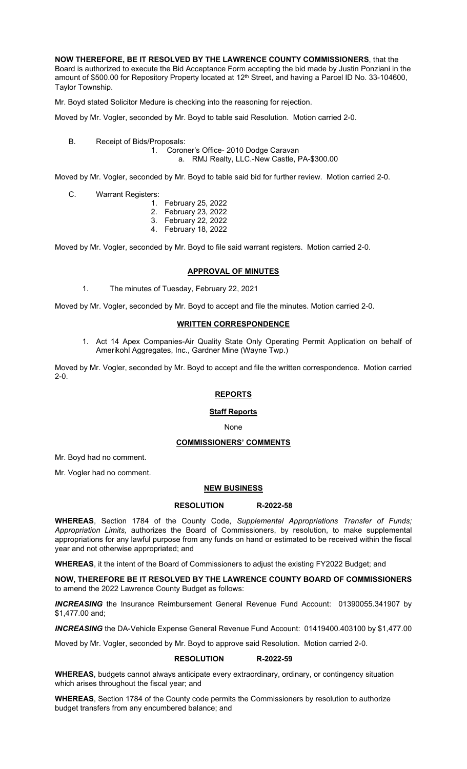**NOW THEREFORE, BE IT RESOLVED BY THE LAWRENCE COUNTY COMMISSIONERS**, that the Board is authorized to execute the Bid Acceptance Form accepting the bid made by Justin Ponziani in the amount of $500.00 for Repository Property located at 12th Street, and having a Parcel ID No. 33-104600, Taylor Township.

Mr. Boyd stated Solicitor Medure is checking into the reasoning for rejection.

Moved by Mr. Vogler, seconded by Mr. Boyd to table said Resolution. Motion carried 2-0.

B. Receipt of Bids/Proposals:
   1. Coroner's Office- 2010 Dodge Caravan
      a. RMJ Realty, LLC.-New Castle, PA-$300.00

Moved by Mr. Vogler, seconded by Mr. Boyd to table said bid for further review. Motion carried 2-0.

C. Warrant Registers:
   1. February 25, 2022
   2. February 23, 2022
   3. February 22, 2022
   4. February 18, 2022

Moved by Mr. Vogler, seconded by Mr. Boyd to file said warrant registers. Motion carried 2-0.

## APPROVAL OF MINUTES

1. The minutes of Tuesday, February 22, 2021

Moved by Mr. Vogler, seconded by Mr. Boyd to accept and file the minutes. Motion carried 2-0.

## WRITTEN CORRESPONDENCE

1. Act 14 Apex Companies-Air Quality State Only Operating Permit Application on behalf of Amerikohl Aggregates, Inc., Gardner Mine (Wayne Twp.)

Moved by Mr. Vogler, seconded by Mr. Boyd to accept and file the written correspondence. Motion carried 2-0.

## REPORTS

### Staff Reports

None

## COMMISSIONERS' COMMENTS

Mr. Boyd had no comment.

Mr. Vogler had no comment.

## NEW BUSINESS

### RESOLUTION R-2022-58

**WHEREAS**, Section 1784 of the County Code, *Supplemental Appropriations Transfer of Funds; Appropriation Limits,* authorizes the Board of Commissioners, by resolution, to make supplemental appropriations for any lawful purpose from any funds on hand or estimated to be received within the fiscal year and not otherwise appropriated; and

**WHEREAS**, it the intent of the Board of Commissioners to adjust the existing FY2022 Budget; and

**NOW, THEREFORE BE IT RESOLVED BY THE LAWRENCE COUNTY BOARD OF COMMISSIONERS** to amend the 2022 Lawrence County Budget as follows:

***INCREASING*** the Insurance Reimbursement General Revenue Fund Account: 01390055.341907 by $1,477.00 and;

***INCREASING*** the DA-Vehicle Expense General Revenue Fund Account: 01419400.403100 by $1,477.00

Moved by Mr. Vogler, seconded by Mr. Boyd to approve said Resolution. Motion carried 2-0.

### RESOLUTION R-2022-59

**WHEREAS**, budgets cannot always anticipate every extraordinary, ordinary, or contingency situation which arises throughout the fiscal year; and

**WHEREAS**, Section 1784 of the County code permits the Commissioners by resolution to authorize budget transfers from any encumbered balance; and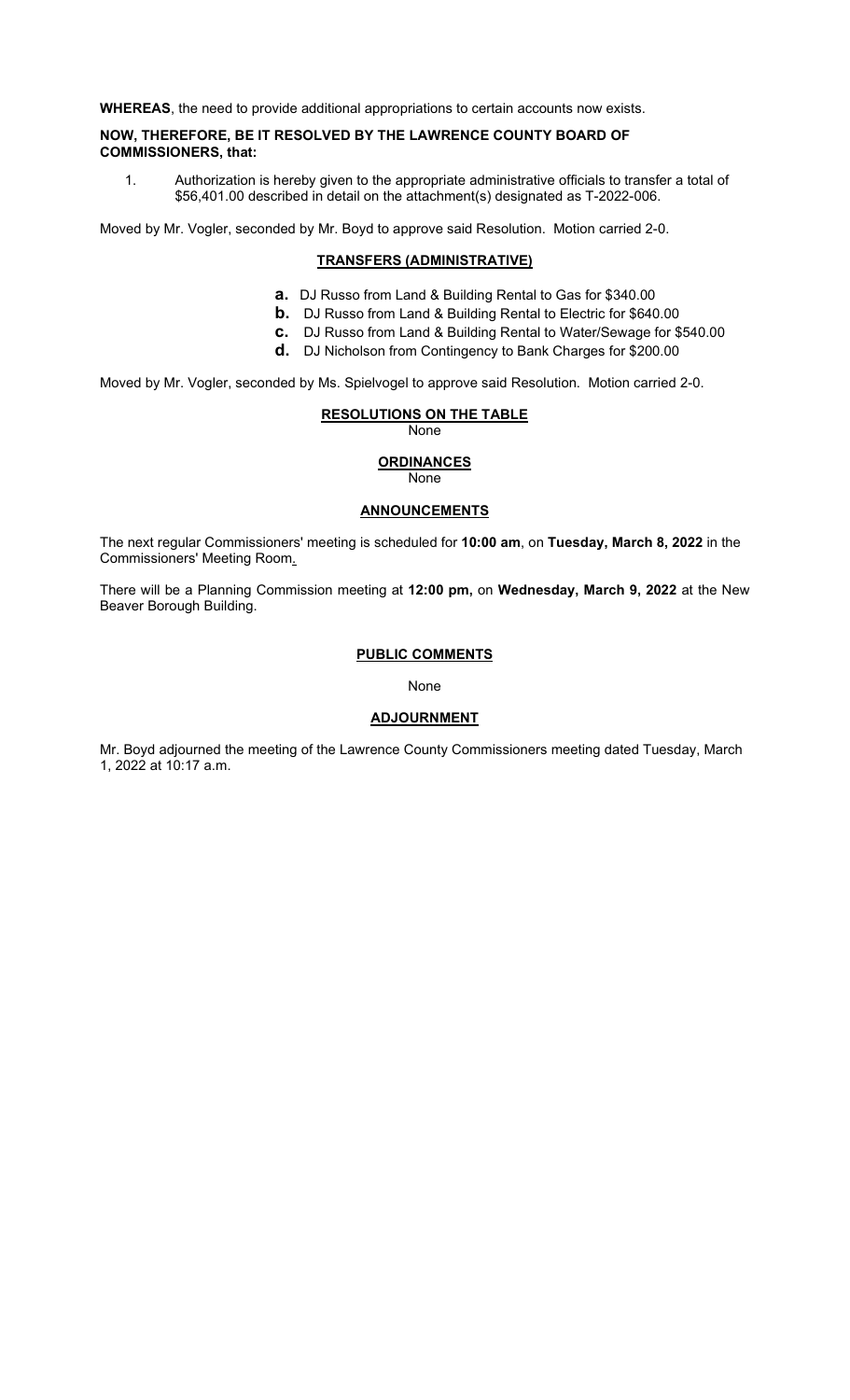**WHEREAS**, the need to provide additional appropriations to certain accounts now exists.

**NOW, THEREFORE, BE IT RESOLVED BY THE LAWRENCE COUNTY BOARD OF COMMISSIONERS, that:**

1. Authorization is hereby given to the appropriate administrative officials to transfer a total of $56,401.00 described in detail on the attachment(s) designated as T-2022-006.

Moved by Mr. Vogler, seconded by Mr. Boyd to approve said Resolution. Motion carried 2-0.

## TRANSFERS (ADMINISTRATIVE)

- **a.** DJ Russo from Land & Building Rental to Gas for $340.00
- **b.** DJ Russo from Land & Building Rental to Electric for $640.00
- **c.** DJ Russo from Land & Building Rental to Water/Sewage for $540.00
- **d.** DJ Nicholson from Contingency to Bank Charges for $200.00

Moved by Mr. Vogler, seconded by Ms. Spielvogel to approve said Resolution. Motion carried 2-0.

## RESOLUTIONS ON THE TABLE

None

## ORDINANCES

None

## ANNOUNCEMENTS

The next regular Commissioners' meeting is scheduled for **10:00 am**, on **Tuesday, March 8, 2022** in the Commissioners' Meeting Room.

There will be a Planning Commission meeting at **12:00 pm,** on **Wednesday, March 9, 2022** at the New Beaver Borough Building.

## PUBLIC COMMENTS

None

## ADJOURNMENT

Mr. Boyd adjourned the meeting of the Lawrence County Commissioners meeting dated Tuesday, March 1, 2022 at 10:17 a.m.